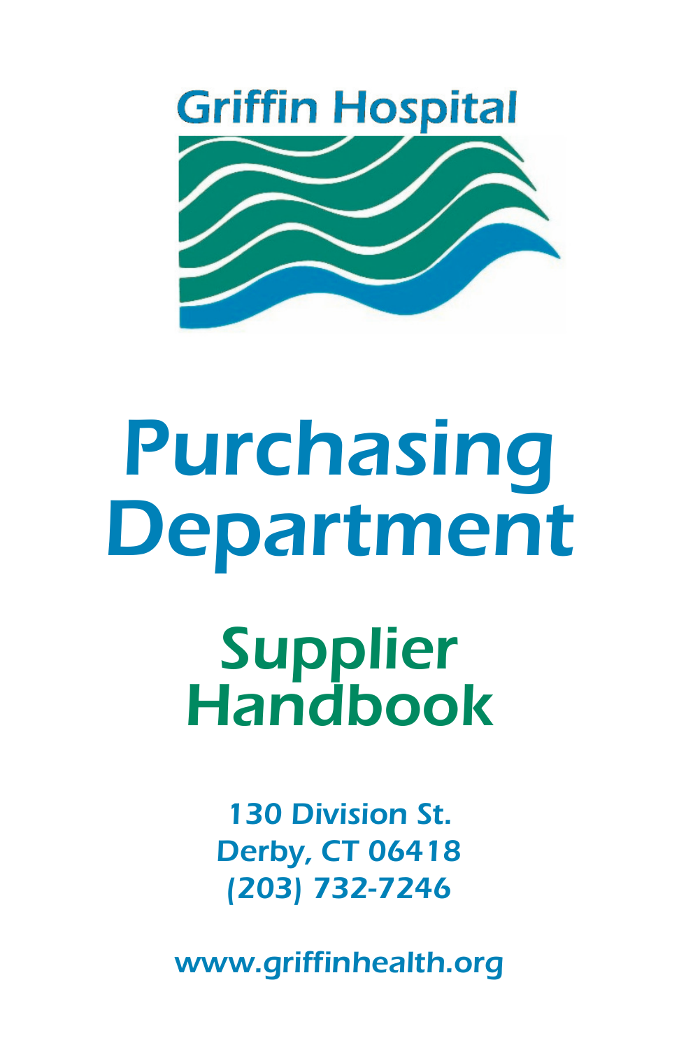Griffin Hospital

# Purchasing Department

## Supplier Handbook

130 Division St.
Derby, CT 06418
(203) 732-7246

www.griffinhealth.org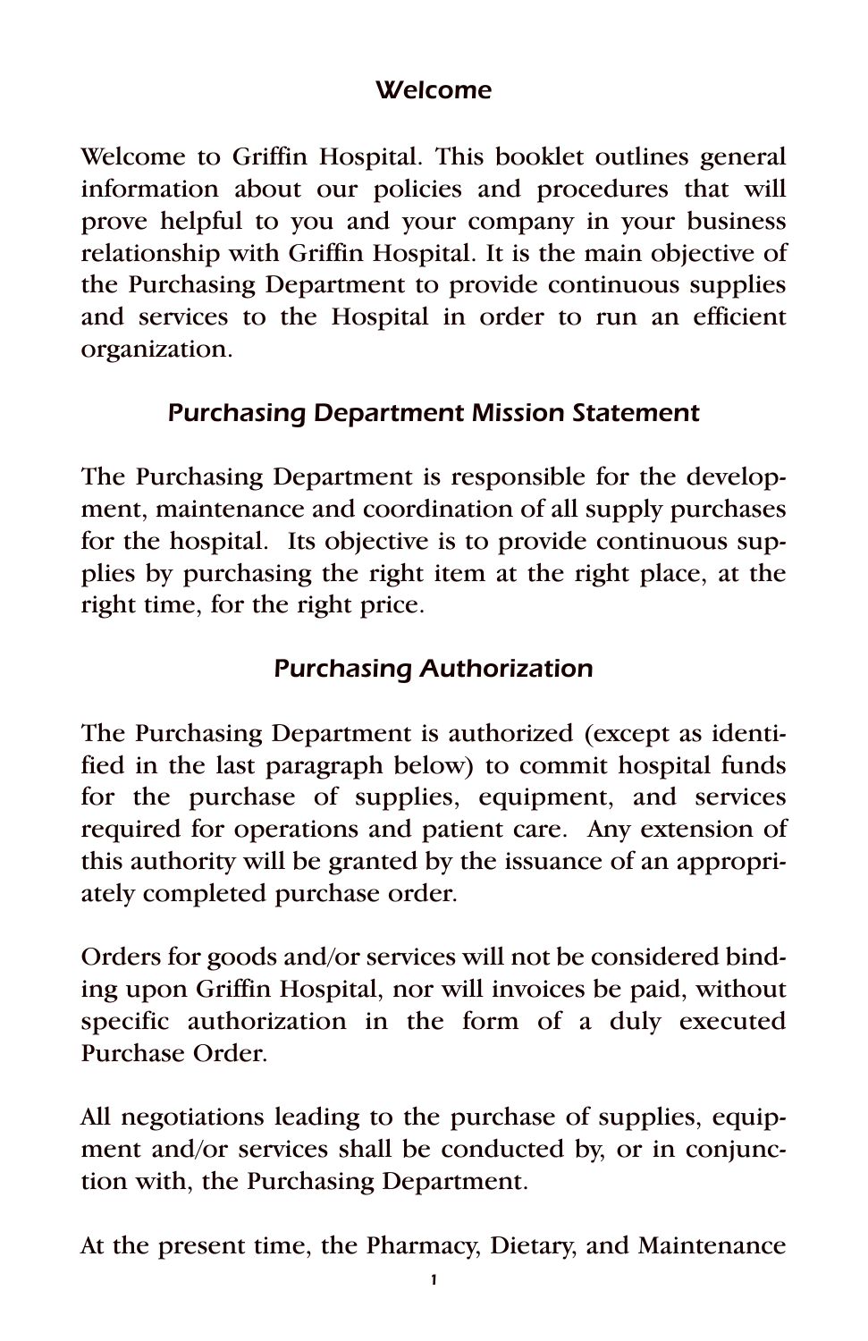## Welcome

Welcome to Griffin Hospital. This booklet outlines general information about our policies and procedures that will prove helpful to you and your company in your business relationship with Griffin Hospital. It is the main objective of the Purchasing Department to provide continuous supplies and services to the Hospital in order to run an efficient organization.

## Purchasing Department Mission Statement

The Purchasing Department is responsible for the development, maintenance and coordination of all supply purchases for the hospital. Its objective is to provide continuous supplies by purchasing the right item at the right place, at the right time, for the right price.

## Purchasing Authorization

The Purchasing Department is authorized (except as identified in the last paragraph below) to commit hospital funds for the purchase of supplies, equipment, and services required for operations and patient care. Any extension of this authority will be granted by the issuance of an appropriately completed purchase order.

Orders for goods and/or services will not be considered binding upon Griffin Hospital, nor will invoices be paid, without specific authorization in the form of a duly executed Purchase Order.

All negotiations leading to the purchase of supplies, equipment and/or services shall be conducted by, or in conjunction with, the Purchasing Department.

At the present time, the Pharmacy, Dietary, and Maintenance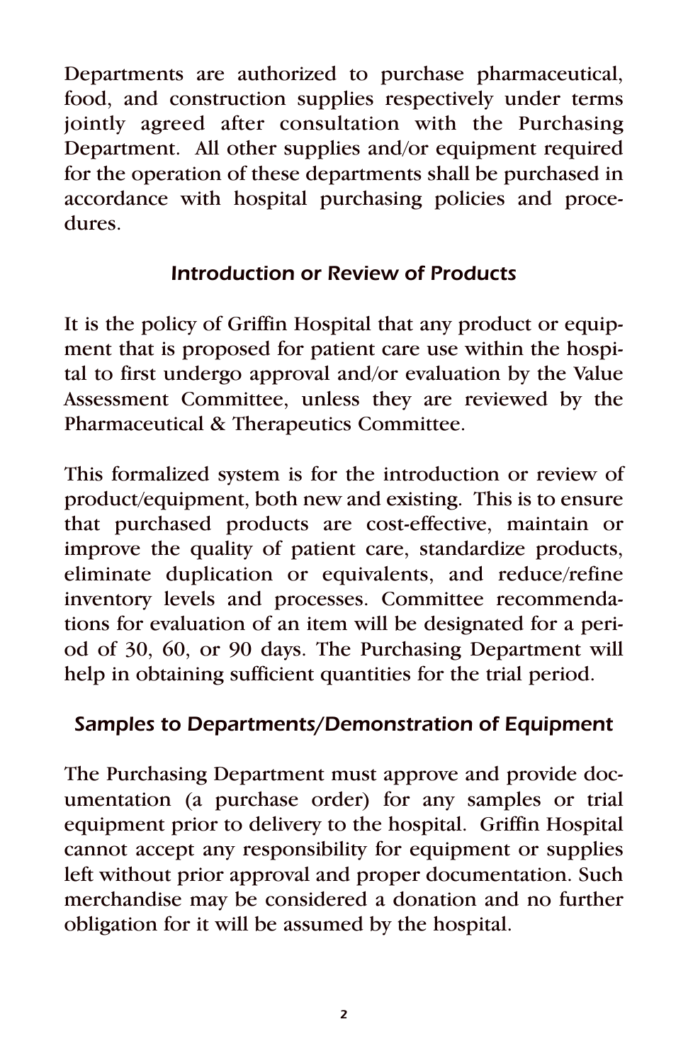Departments are authorized to purchase pharmaceutical, food, and construction supplies respectively under terms jointly agreed after consultation with the Purchasing Department. All other supplies and/or equipment required for the operation of these departments shall be purchased in accordance with hospital purchasing policies and procedures.

## *Introduction or Review of Products*

It is the policy of Griffin Hospital that any product or equipment that is proposed for patient care use within the hospital to first undergo approval and/or evaluation by the Value Assessment Committee, unless they are reviewed by the Pharmaceutical & Therapeutics Committee.

This formalized system is for the introduction or review of product/equipment, both new and existing. This is to ensure that purchased products are cost-effective, maintain or improve the quality of patient care, standardize products, eliminate duplication or equivalents, and reduce/refine inventory levels and processes. Committee recommendations for evaluation of an item will be designated for a period of 30, 60, or 90 days. The Purchasing Department will help in obtaining sufficient quantities for the trial period.

## *Samples to Departments/Demonstration of Equipment*

The Purchasing Department must approve and provide documentation (a purchase order) for any samples or trial equipment prior to delivery to the hospital. Griffin Hospital cannot accept any responsibility for equipment or supplies left without prior approval and proper documentation. Such merchandise may be considered a donation and no further obligation for it will be assumed by the hospital.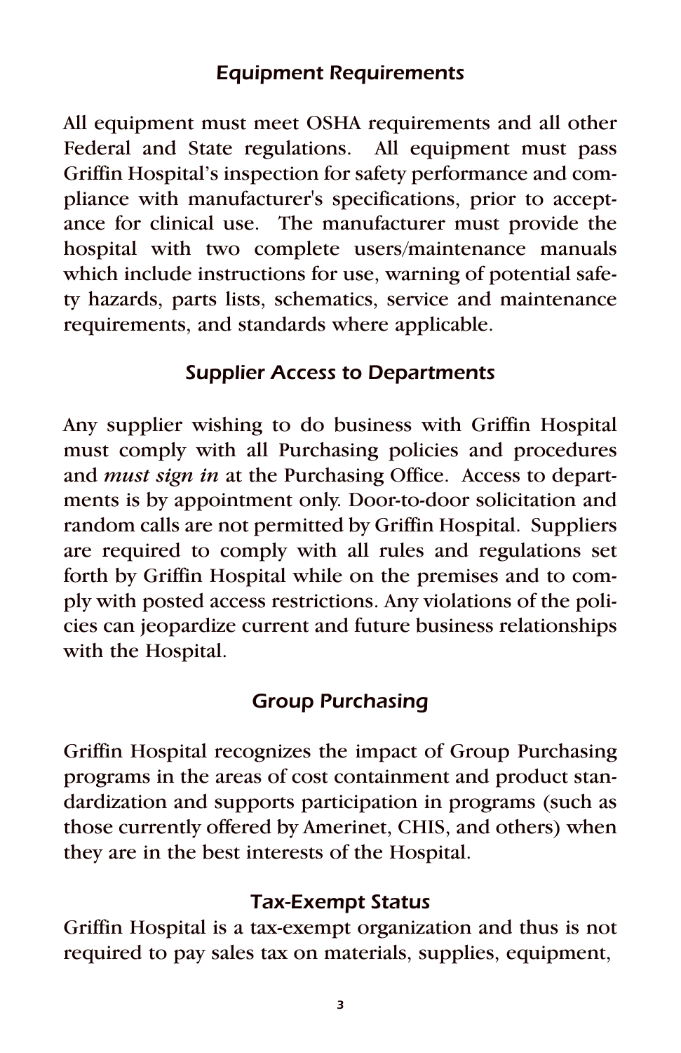## Equipment Requirements

All equipment must meet OSHA requirements and all other Federal and State regulations. All equipment must pass Griffin Hospital's inspection for safety performance and compliance with manufacturer's specifications, prior to acceptance for clinical use. The manufacturer must provide the hospital with two complete users/maintenance manuals which include instructions for use, warning of potential safety hazards, parts lists, schematics, service and maintenance requirements, and standards where applicable.

## Supplier Access to Departments

Any supplier wishing to do business with Griffin Hospital must comply with all Purchasing policies and procedures and *must sign in* at the Purchasing Office. Access to departments is by appointment only. Door-to-door solicitation and random calls are not permitted by Griffin Hospital. Suppliers are required to comply with all rules and regulations set forth by Griffin Hospital while on the premises and to comply with posted access restrictions. Any violations of the policies can jeopardize current and future business relationships with the Hospital.

## Group Purchasing

Griffin Hospital recognizes the impact of Group Purchasing programs in the areas of cost containment and product standardization and supports participation in programs (such as those currently offered by Amerinet, CHIS, and others) when they are in the best interests of the Hospital.

## Tax-Exempt Status

Griffin Hospital is a tax-exempt organization and thus is not required to pay sales tax on materials, supplies, equipment,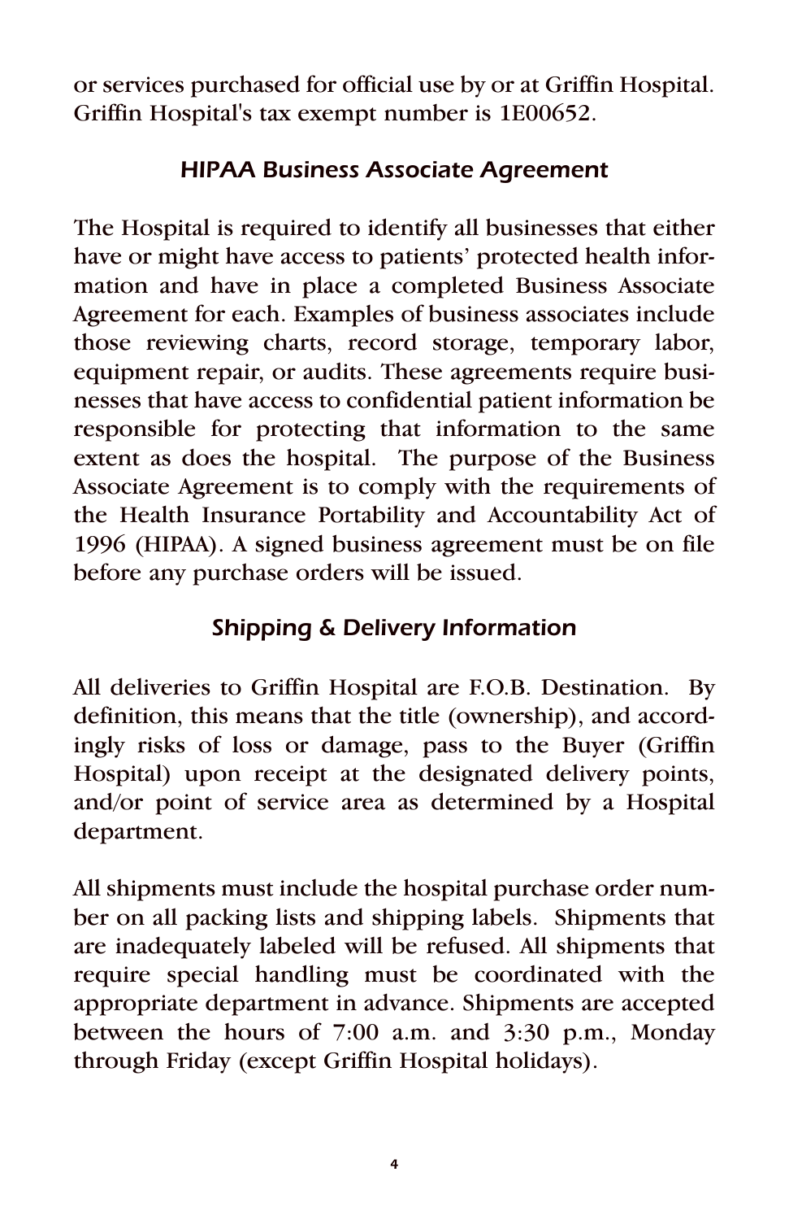or services purchased for official use by or at Griffin Hospital. Griffin Hospital's tax exempt number is 1E00652.

## *HIPAA Business Associate Agreement*

The Hospital is required to identify all businesses that either have or might have access to patients' protected health information and have in place a completed Business Associate Agreement for each. Examples of business associates include those reviewing charts, record storage, temporary labor, equipment repair, or audits. These agreements require businesses that have access to confidential patient information be responsible for protecting that information to the same extent as does the hospital. The purpose of the Business Associate Agreement is to comply with the requirements of the Health Insurance Portability and Accountability Act of 1996 (HIPAA). A signed business agreement must be on file before any purchase orders will be issued.

## *Shipping & Delivery Information*

All deliveries to Griffin Hospital are F.O.B. Destination. By definition, this means that the title (ownership), and accordingly risks of loss or damage, pass to the Buyer (Griffin Hospital) upon receipt at the designated delivery points, and/or point of service area as determined by a Hospital department.

All shipments must include the hospital purchase order number on all packing lists and shipping labels. Shipments that are inadequately labeled will be refused. All shipments that require special handling must be coordinated with the appropriate department in advance. Shipments are accepted between the hours of 7:00 a.m. and 3:30 p.m., Monday through Friday (except Griffin Hospital holidays).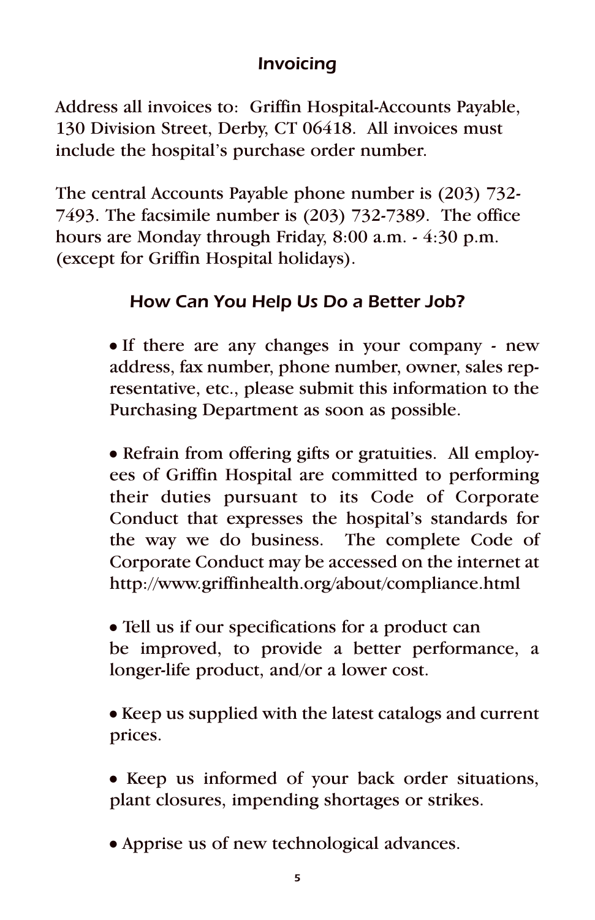## Invoicing

Address all invoices to: Griffin Hospital-Accounts Payable, 130 Division Street, Derby, CT 06418. All invoices must include the hospital's purchase order number.

The central Accounts Payable phone number is (203) 732-7493. The facsimile number is (203) 732-7389. The office hours are Monday through Friday, 8:00 a.m. - 4:30 p.m. (except for Griffin Hospital holidays).

## How Can You Help Us Do a Better Job?

- If there are any changes in your company - new address, fax number, phone number, owner, sales representative, etc., please submit this information to the Purchasing Department as soon as possible.

- Refrain from offering gifts or gratuities. All employees of Griffin Hospital are committed to performing their duties pursuant to its Code of Corporate Conduct that expresses the hospital's standards for the way we do business. The complete Code of Corporate Conduct may be accessed on the internet at http://www.griffinhealth.org/about/compliance.html

- Tell us if our specifications for a product can be improved, to provide a better performance, a longer-life product, and/or a lower cost.

- Keep us supplied with the latest catalogs and current prices.

- Keep us informed of your back order situations, plant closures, impending shortages or strikes.

- Apprise us of new technological advances.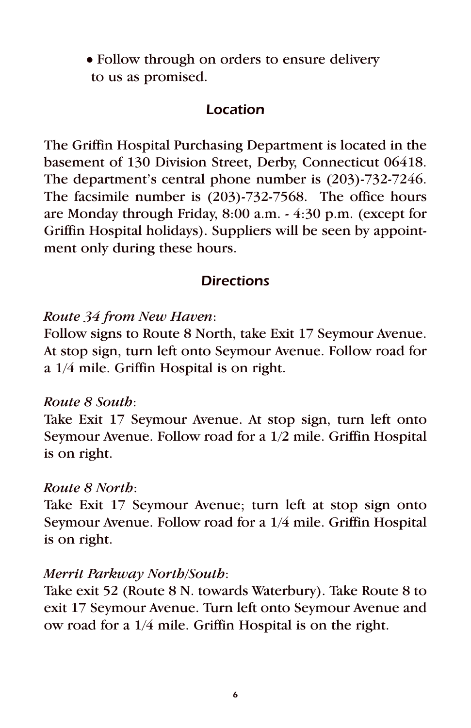- Follow through on orders to ensure delivery to us as promised.

## Location

The Griffin Hospital Purchasing Department is located in the basement of 130 Division Street, Derby, Connecticut 06418. The department's central phone number is (203)-732-7246. The facsimile number is (203)-732-7568. The office hours are Monday through Friday, 8:00 a.m. - 4:30 p.m. (except for Griffin Hospital holidays). Suppliers will be seen by appointment only during these hours.

## Directions

*Route 34 from New Haven*:
Follow signs to Route 8 North, take Exit 17 Seymour Avenue. At stop sign, turn left onto Seymour Avenue. Follow road for a 1/4 mile. Griffin Hospital is on right.

*Route 8 South*:
Take Exit 17 Seymour Avenue. At stop sign, turn left onto Seymour Avenue. Follow road for a 1/2 mile. Griffin Hospital is on right.

*Route 8 North*:
Take Exit 17 Seymour Avenue; turn left at stop sign onto Seymour Avenue. Follow road for a 1/4 mile. Griffin Hospital is on right.

*Merrit Parkway North/South*:
Take exit 52 (Route 8 N. towards Waterbury). Take Route 8 to exit 17 Seymour Avenue. Turn left onto Seymour Avenue and ow road for a 1/4 mile. Griffin Hospital is on the right.